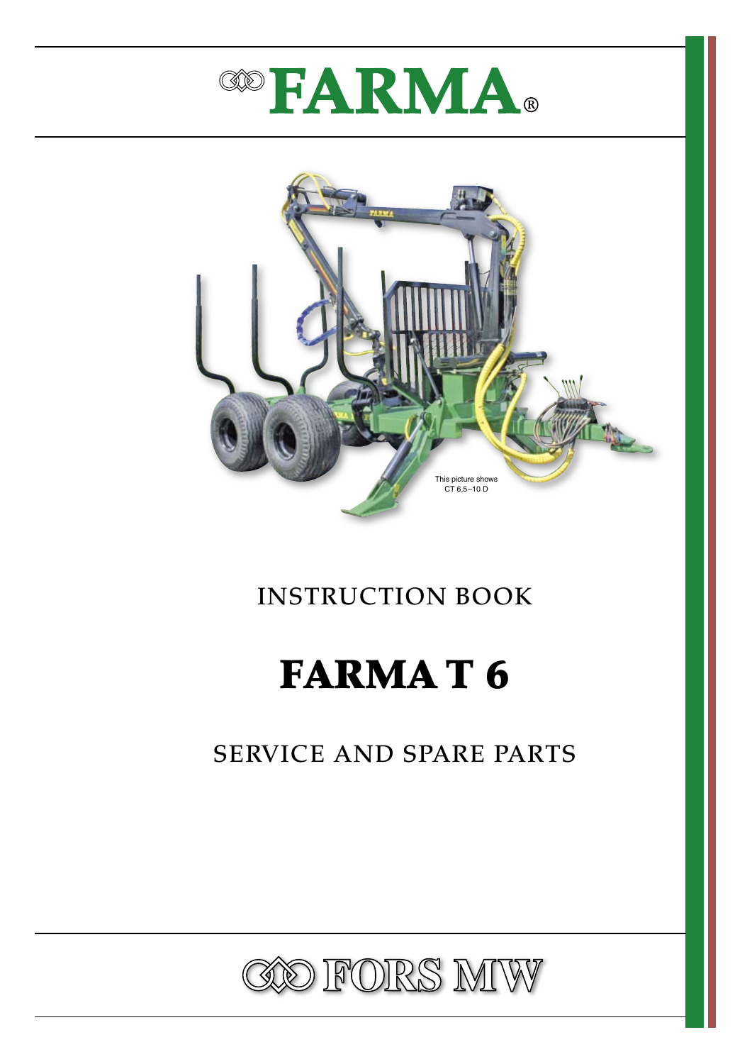# FARMA®

This picture shows
CT 6,5–10 D

INSTRUCTION BOOK

# FARMA T 6

SERVICE AND SPARE PARTS

FORS MW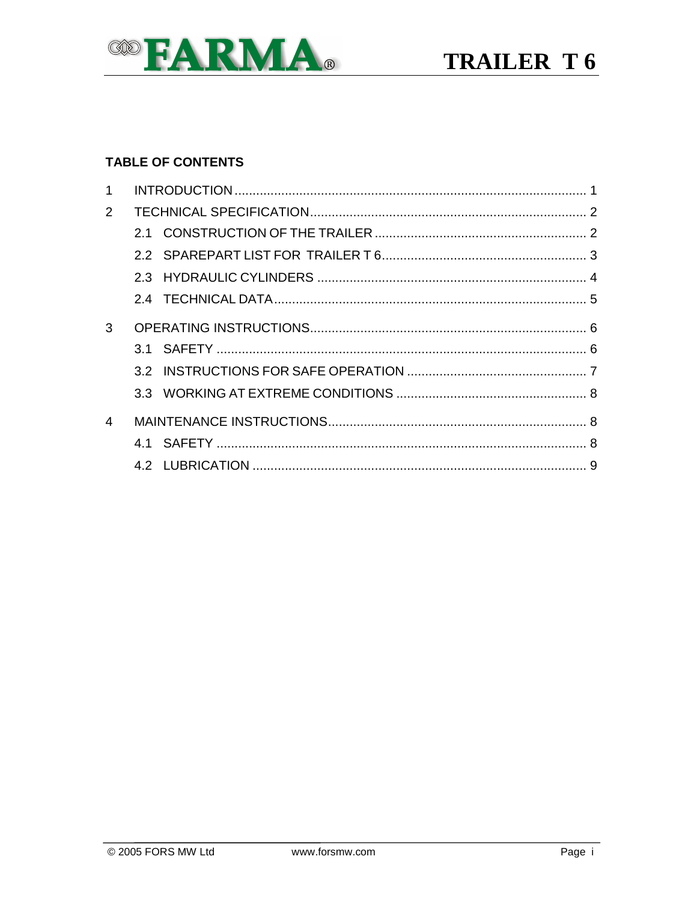**TABLE OF CONTENTS**

1 INTRODUCTION .................................................................................................. 1

2 TECHNICAL SPECIFICATION ............................................................................ 2

  2.1 CONSTRUCTION OF THE TRAILER ........................................................... 2

  2.2 SPAREPART LIST FOR TRAILER T 6 ......................................................... 3

  2.3 HYDRAULIC CYLINDERS .......................................................................... 4

  2.4 TECHNICAL DATA ...................................................................................... 5

3 OPERATING INSTRUCTIONS ............................................................................ 6

  3.1 SAFETY ...................................................................................................... 6

  3.2 INSTRUCTIONS FOR SAFE OPERATION .................................................. 7

  3.3 WORKING AT EXTREME CONDITIONS ..................................................... 8

4 MAINTENANCE INSTRUCTIONS ....................................................................... 8

  4.1 SAFETY ...................................................................................................... 8

  4.2 LUBRICATION ............................................................................................ 9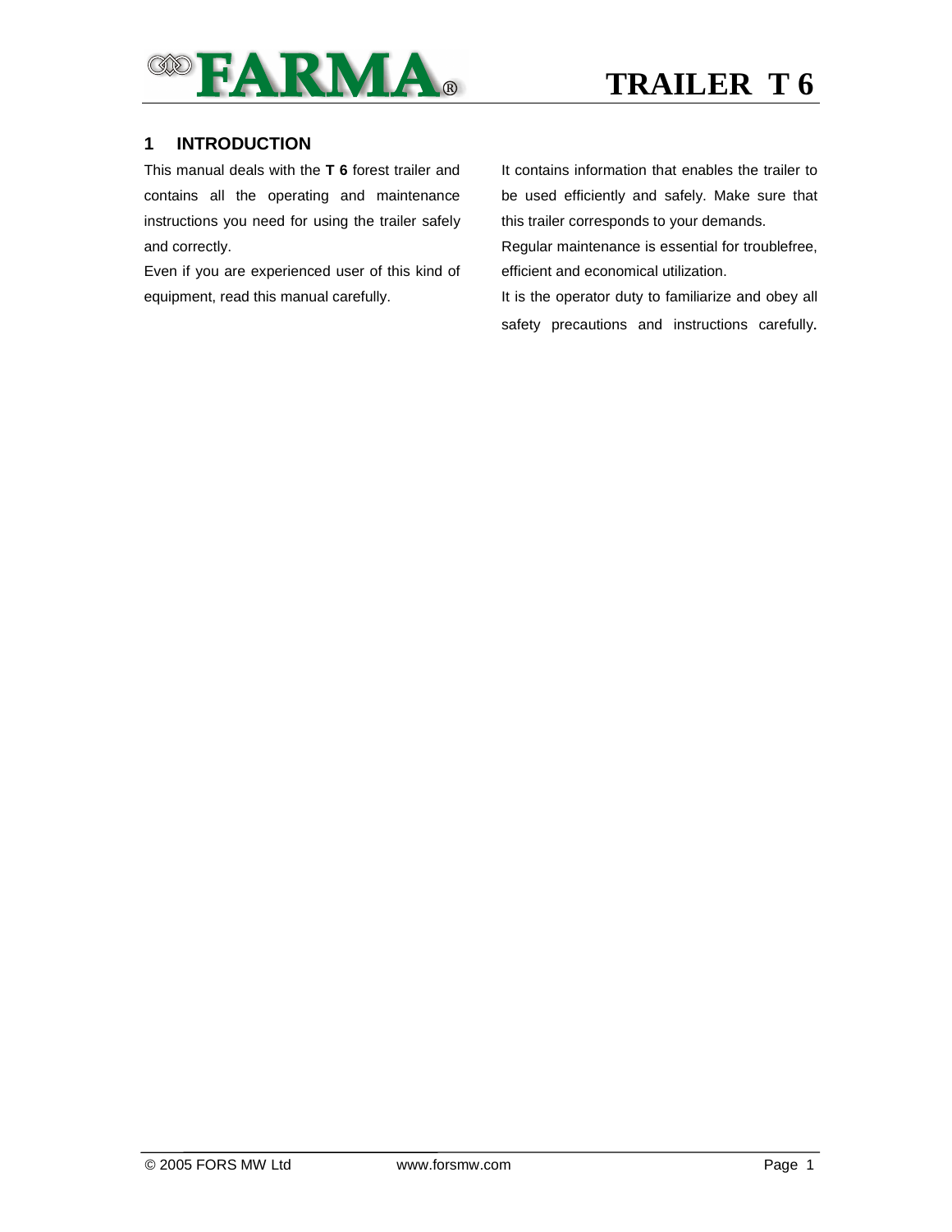## 1 INTRODUCTION

This manual deals with the **T 6** forest trailer and contains all the operating and maintenance instructions you need for using the trailer safely and correctly.

Even if you are experienced user of this kind of equipment, read this manual carefully.

It contains information that enables the trailer to be used efficiently and safely. Make sure that this trailer corresponds to your demands.

Regular maintenance is essential for troublefree, efficient and economical utilization.

It is the operator duty to familiarize and obey all safety precautions and instructions carefully.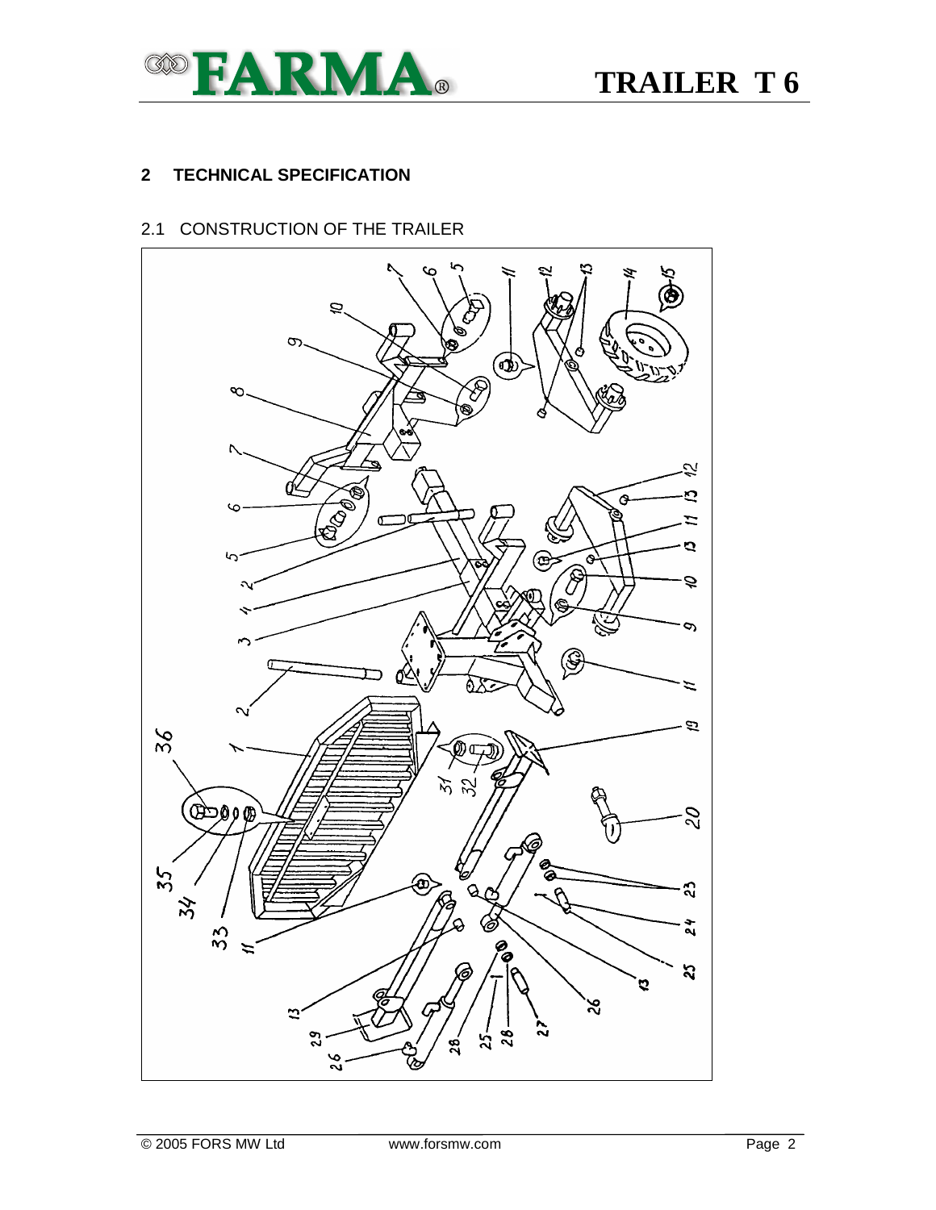## 2 TECHNICAL SPECIFICATION

### 2.1 CONSTRUCTION OF THE TRAILER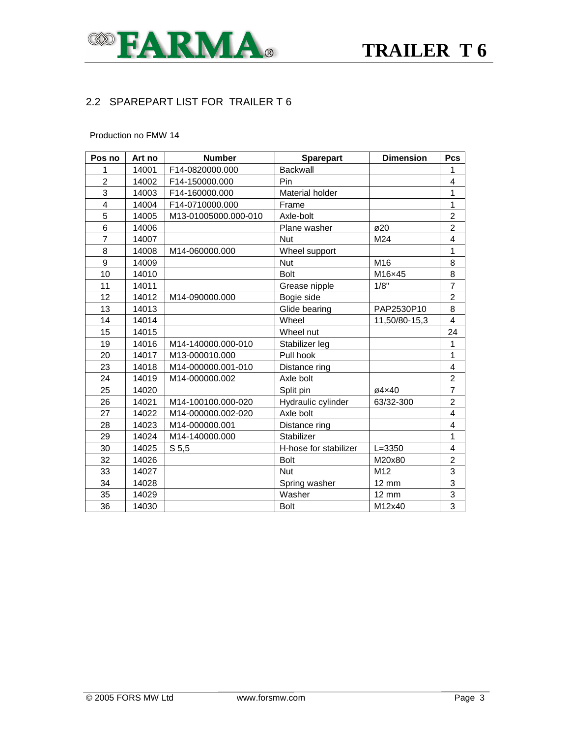## 2.2 SPAREPART LIST FOR TRAILER T 6

Production no FMW 14

| Pos no | Art no | Number | Sparepart | Dimension | Pcs |
|---|---|---|---|---|---|
| 1 | 14001 | F14-0820000.000 | Backwall | | 1 |
| 2 | 14002 | F14-150000.000 | Pin | | 4 |
| 3 | 14003 | F14-160000.000 | Material holder | | 1 |
| 4 | 14004 | F14-0710000.000 | Frame | | 1 |
| 5 | 14005 | M13-01005000.000-010 | Axle-bolt | | 2 |
| 6 | 14006 | | Plane washer | ø20 | 2 |
| 7 | 14007 | | Nut | M24 | 4 |
| 8 | 14008 | M14-060000.000 | Wheel support | | 1 |
| 9 | 14009 | | Nut | M16 | 8 |
| 10 | 14010 | | Bolt | M16×45 | 8 |
| 11 | 14011 | | Grease nipple | 1/8" | 7 |
| 12 | 14012 | M14-090000.000 | Bogie side | | 2 |
| 13 | 14013 | | Glide bearing | PAP2530P10 | 8 |
| 14 | 14014 | | Wheel | 11,50/80-15,3 | 4 |
| 15 | 14015 | | Wheel nut | | 24 |
| 19 | 14016 | M14-140000.000-010 | Stabilizer leg | | 1 |
| 20 | 14017 | M13-000010.000 | Pull hook | | 1 |
| 23 | 14018 | M14-000000.001-010 | Distance ring | | 4 |
| 24 | 14019 | M14-000000.002 | Axle bolt | | 2 |
| 25 | 14020 | | Split pin | ø4×40 | 7 |
| 26 | 14021 | M14-100100.000-020 | Hydraulic cylinder | 63/32-300 | 2 |
| 27 | 14022 | M14-000000.002-020 | Axle bolt | | 4 |
| 28 | 14023 | M14-000000.001 | Distance ring | | 4 |
| 29 | 14024 | M14-140000.000 | Stabilizer | | 1 |
| 30 | 14025 | S 5,5 | H-hose for stabilizer | L=3350 | 4 |
| 32 | 14026 | | Bolt | M20x80 | 2 |
| 33 | 14027 | | Nut | M12 | 3 |
| 34 | 14028 | | Spring washer | 12 mm | 3 |
| 35 | 14029 | | Washer | 12 mm | 3 |
| 36 | 14030 | | Bolt | M12x40 | 3 |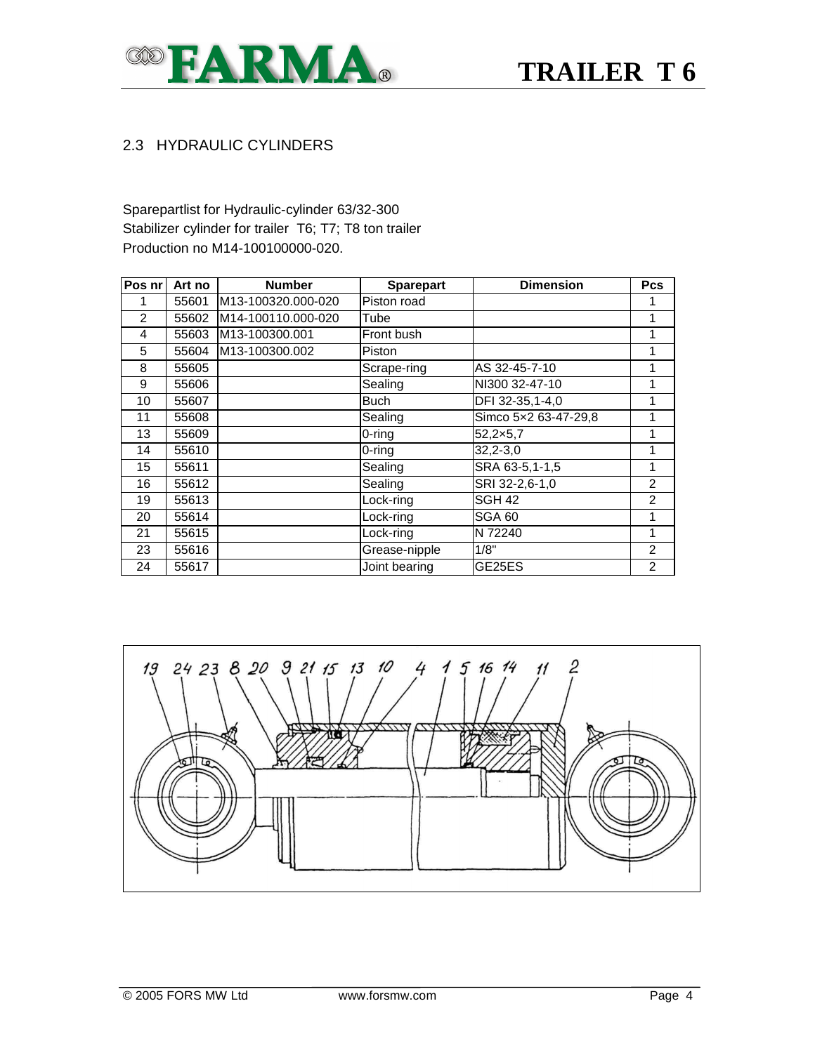## 2.3 HYDRAULIC CYLINDERS

Sparepartlist for Hydraulic-cylinder 63/32-300
Stabilizer cylinder for trailer T6; T7; T8 ton trailer
Production no M14-100100000-020.

| Pos nr | Art no | Number | Sparepart | Dimension | Pcs |
|---|---|---|---|---|---|
| 1 | 55601 | M13-100320.000-020 | Piston road | | 1 |
| 2 | 55602 | M14-100110.000-020 | Tube | | 1 |
| 4 | 55603 | M13-100300.001 | Front bush | | 1 |
| 5 | 55604 | M13-100300.002 | Piston | | 1 |
| 8 | 55605 | | Scrape-ring | AS 32-45-7-10 | 1 |
| 9 | 55606 | | Sealing | NI300 32-47-10 | 1 |
| 10 | 55607 | | Buch | DFI 32-35,1-4,0 | 1 |
| 11 | 55608 | | Sealing | Simco 5×2 63-47-29,8 | 1 |
| 13 | 55609 | | 0-ring | 52,2×5,7 | 1 |
| 14 | 55610 | | 0-ring | 32,2-3,0 | 1 |
| 15 | 55611 | | Sealing | SRA 63-5,1-1,5 | 1 |
| 16 | 55612 | | Sealing | SRI 32-2,6-1,0 | 2 |
| 19 | 55613 | | Lock-ring | SGH 42 | 2 |
| 20 | 55614 | | Lock-ring | SGA 60 | 1 |
| 21 | 55615 | | Lock-ring | N 72240 | 1 |
| 23 | 55616 | | Grease-nipple | 1/8" | 2 |
| 24 | 55617 | | Joint bearing | GE25ES | 2 |

19 24 23 8 20 9 21 15 13 10 4 1 5 16 14 11 2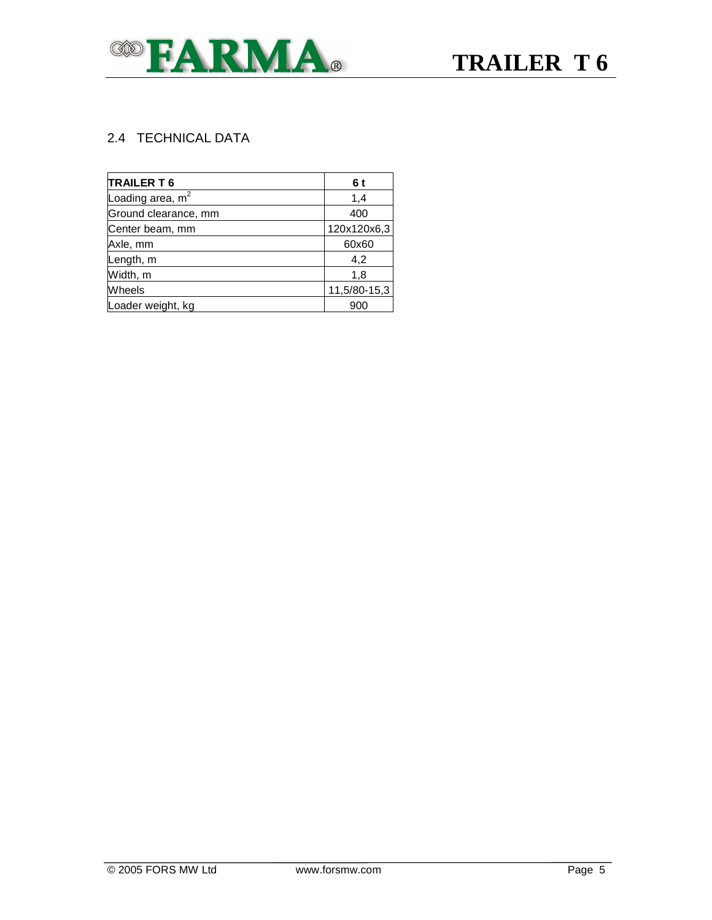## 2.4 TECHNICAL DATA

| **TRAILER T 6** | **6 t** |
|---|---|
| Loading area, $m^2$ | 1,4 |
| Ground clearance, mm | 400 |
| Center beam, mm | 120x120x6,3 |
| Axle, mm | 60x60 |
| Length, m | 4,2 |
| Width, m | 1,8 |
| Wheels | 11,5/80-15,3 |
| Loader weight, kg | 900 |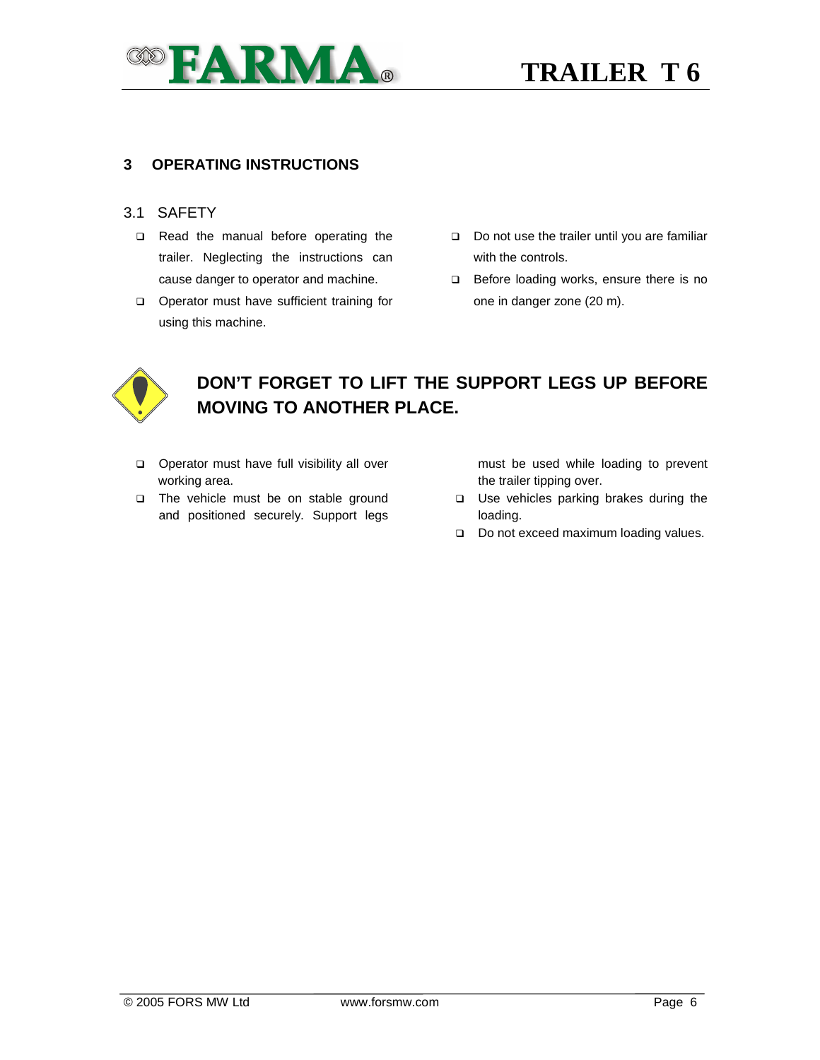## 3 OPERATING INSTRUCTIONS

### 3.1 SAFETY

- Read the manual before operating the trailer. Neglecting the instructions can cause danger to operator and machine.
- Operator must have sufficient training for using this machine.
- Do not use the trailer until you are familiar with the controls.
- Before loading works, ensure there is no one in danger zone (20 m).

**DON'T FORGET TO LIFT THE SUPPORT LEGS UP BEFORE MOVING TO ANOTHER PLACE.**

- Operator must have full visibility all over working area.
- The vehicle must be on stable ground and positioned securely. Support legs must be used while loading to prevent the trailer tipping over.
- Use vehicles parking brakes during the loading.
- Do not exceed maximum loading values.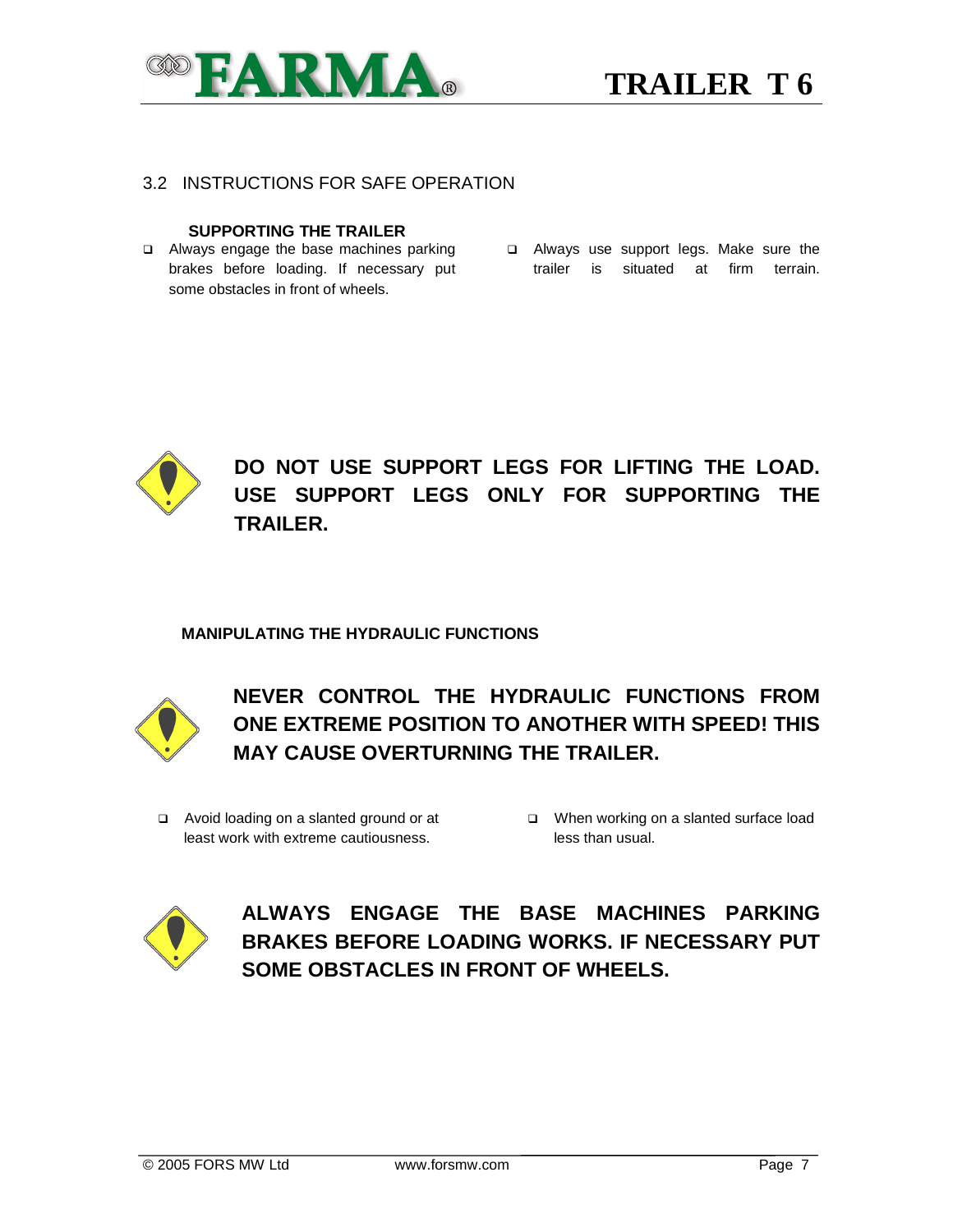## 3.2 INSTRUCTIONS FOR SAFE OPERATION

### SUPPORTING THE TRAILER

- Always engage the base machines parking brakes before loading. If necessary put some obstacles in front of wheels.
- Always use support legs. Make sure the trailer is situated at firm terrain.

**DO NOT USE SUPPORT LEGS FOR LIFTING THE LOAD. USE SUPPORT LEGS ONLY FOR SUPPORTING THE TRAILER.**

### MANIPULATING THE HYDRAULIC FUNCTIONS

**NEVER CONTROL THE HYDRAULIC FUNCTIONS FROM ONE EXTREME POSITION TO ANOTHER WITH SPEED! THIS MAY CAUSE OVERTURNING THE TRAILER.**

- Avoid loading on a slanted ground or at least work with extreme cautiousness.
- When working on a slanted surface load less than usual.

**ALWAYS ENGAGE THE BASE MACHINES PARKING BRAKES BEFORE LOADING WORKS. IF NECESSARY PUT SOME OBSTACLES IN FRONT OF WHEELS.**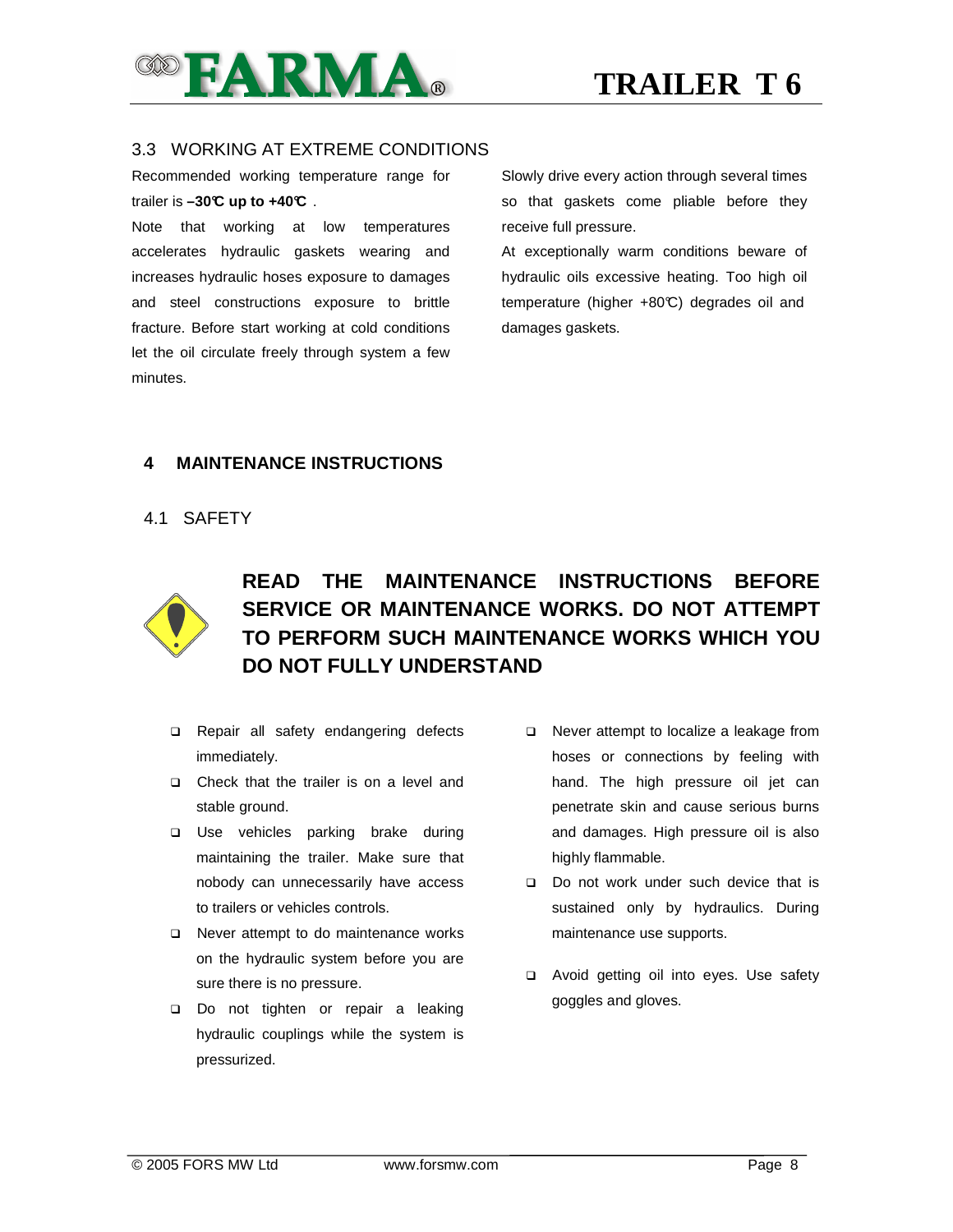## 3.3 WORKING AT EXTREME CONDITIONS

Recommended working temperature range for trailer is **–30°C up to +40°C** .

Note that working at low temperatures accelerates hydraulic gaskets wearing and increases hydraulic hoses exposure to damages and steel constructions exposure to brittle fracture. Before start working at cold conditions let the oil circulate freely through system a few minutes.

Slowly drive every action through several times so that gaskets come pliable before they receive full pressure.

At exceptionally warm conditions beware of hydraulic oils excessive heating. Too high oil temperature (higher +80°C) degrades oil and damages gaskets.

# 4 MAINTENANCE INSTRUCTIONS

## 4.1 SAFETY

**READ THE MAINTENANCE INSTRUCTIONS BEFORE SERVICE OR MAINTENANCE WORKS. DO NOT ATTEMPT TO PERFORM SUCH MAINTENANCE WORKS WHICH YOU DO NOT FULLY UNDERSTAND**

- Repair all safety endangering defects immediately.
- Check that the trailer is on a level and stable ground.
- Use vehicles parking brake during maintaining the trailer. Make sure that nobody can unnecessarily have access to trailers or vehicles controls.
- Never attempt to do maintenance works on the hydraulic system before you are sure there is no pressure.
- Do not tighten or repair a leaking hydraulic couplings while the system is pressurized.
- Never attempt to localize a leakage from hoses or connections by feeling with hand. The high pressure oil jet can penetrate skin and cause serious burns and damages. High pressure oil is also highly flammable.
- Do not work under such device that is sustained only by hydraulics. During maintenance use supports.
- Avoid getting oil into eyes. Use safety goggles and gloves.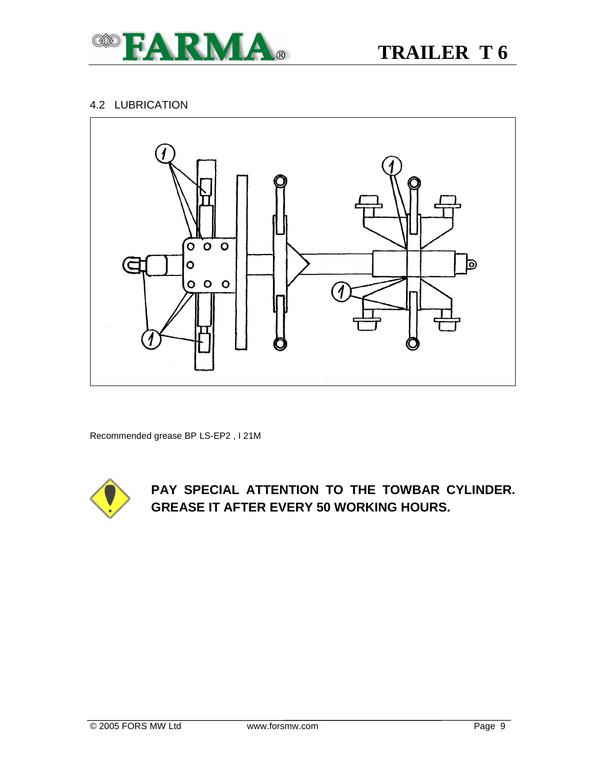## 4.2 LUBRICATION

1

1

1

1

Recommended grease BP LS-EP2 , I 21M

**PAY SPECIAL ATTENTION TO THE TOWBAR CYLINDER. GREASE IT AFTER EVERY 50 WORKING HOURS.**